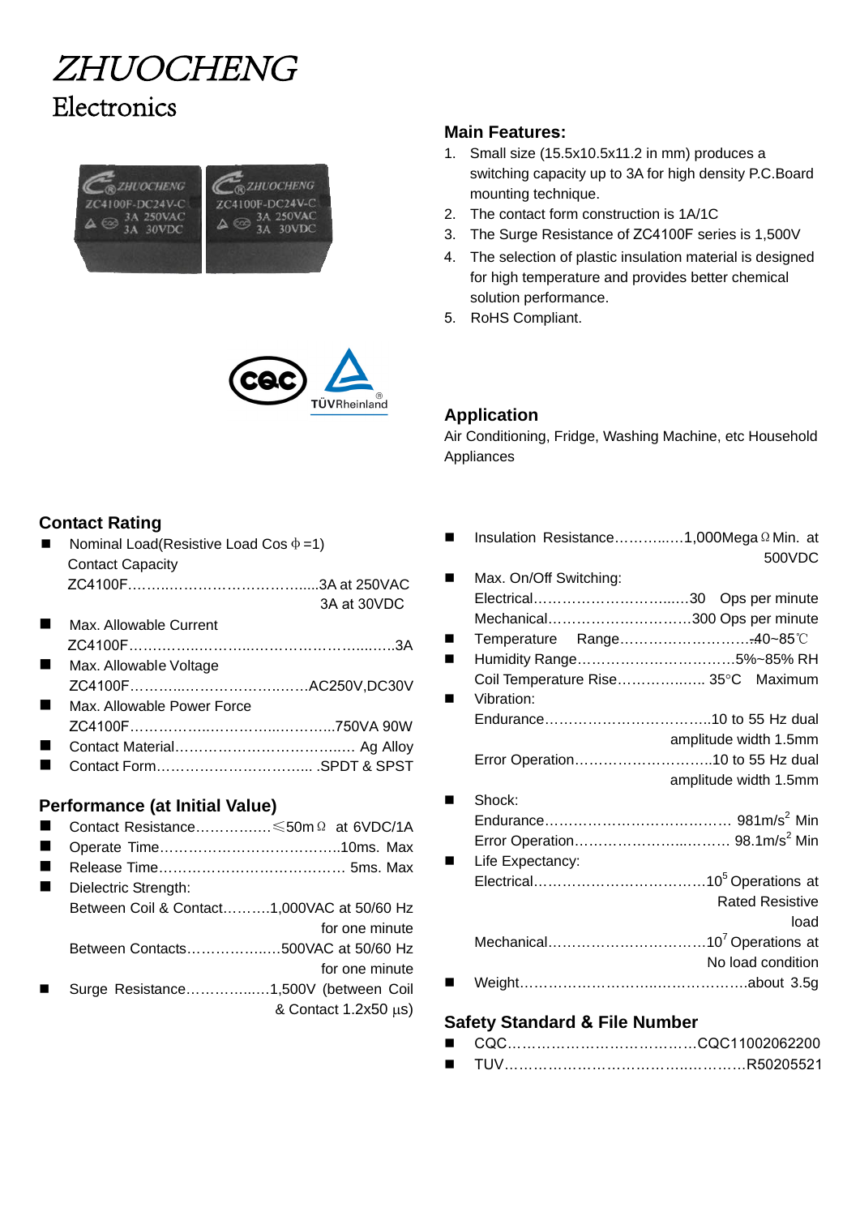# ZHUOCHENG

## Electronics

### Main Features:

1. Small size (15.5x10.5x11.2 in mm) produces a switching capacity up to 3A for high density P.C.Board mounting technique.
2. The contact form construction is 1A/1C
3. The Surge Resistance of ZC4100F series is 1,500V
4. The selection of plastic insulation material is designed for high temperature and provides better chemical solution performance.
5. RoHS Compliant.

### Application

Air Conditioning, Fridge, Washing Machine, etc Household Appliances

### Contact Rating

- Nominal Load(Resistive Load Cos ф =1)
  Contact Capacity
  ZC4100F……………………………………3A at 250VAC
  3A at 30VDC
- Max. Allowable Current
  ZC4100F…………………………………………………3A
- Max. Allowable Voltage
  ZC4100F…………………………………AC250V,DC30V
- Max. Allowable Power Force
  ZC4100F………………………………………750VA 90W
- Contact Material……………………………… Ag Alloy
- Contact Form…………………………… .SPDT & SPST

### Performance (at Initial Value)

- Contact Resistance……………≤50mΩ at 6VDC/1A
- Operate Time………………………………10ms. Max
- Release Time……………………………… 5ms. Max
- Dielectric Strength:
  Between Coil & Contact……….1,000VAC at 50/60 Hz for one minute
  Between Contacts………………500VAC at 50/60 Hz for one minute
- Surge Resistance……………1,500V (between Coil & Contact 1.2x50 µs)

- Insulation Resistance……………1,000MegaΩ Min. at 500VDC
- Max. On/Off Switching:
  Electrical……………………………30 Ops per minute
  Mechanical…………………………300 Ops per minute
- Temperature Range……………………….-40~85℃
- Humidity Range……………………………5%~85% RH
  Coil Temperature Rise……………… 35°C Maximum
- Vibration:
  Endurance…………………………….10 to 55 Hz dual amplitude width 1.5mm
  Error Operation……………………….10 to 55 Hz dual amplitude width 1.5mm
- Shock:
  Endurance………………………………… $981m/s^2$ Min
  Error Operation…………………………… $98.1m/s^2$ Min
- Life Expectancy:
  Electrical………………………………$10^5$ Operations at Rated Resistive load
  Mechanical……………………………$10^7$ Operations at No load condition
- Weight………………………………………….about 3.5g

### Safety Standard & File Number

- CQC…………………………………CQC11002062200
- TUV……………………………………………R50205521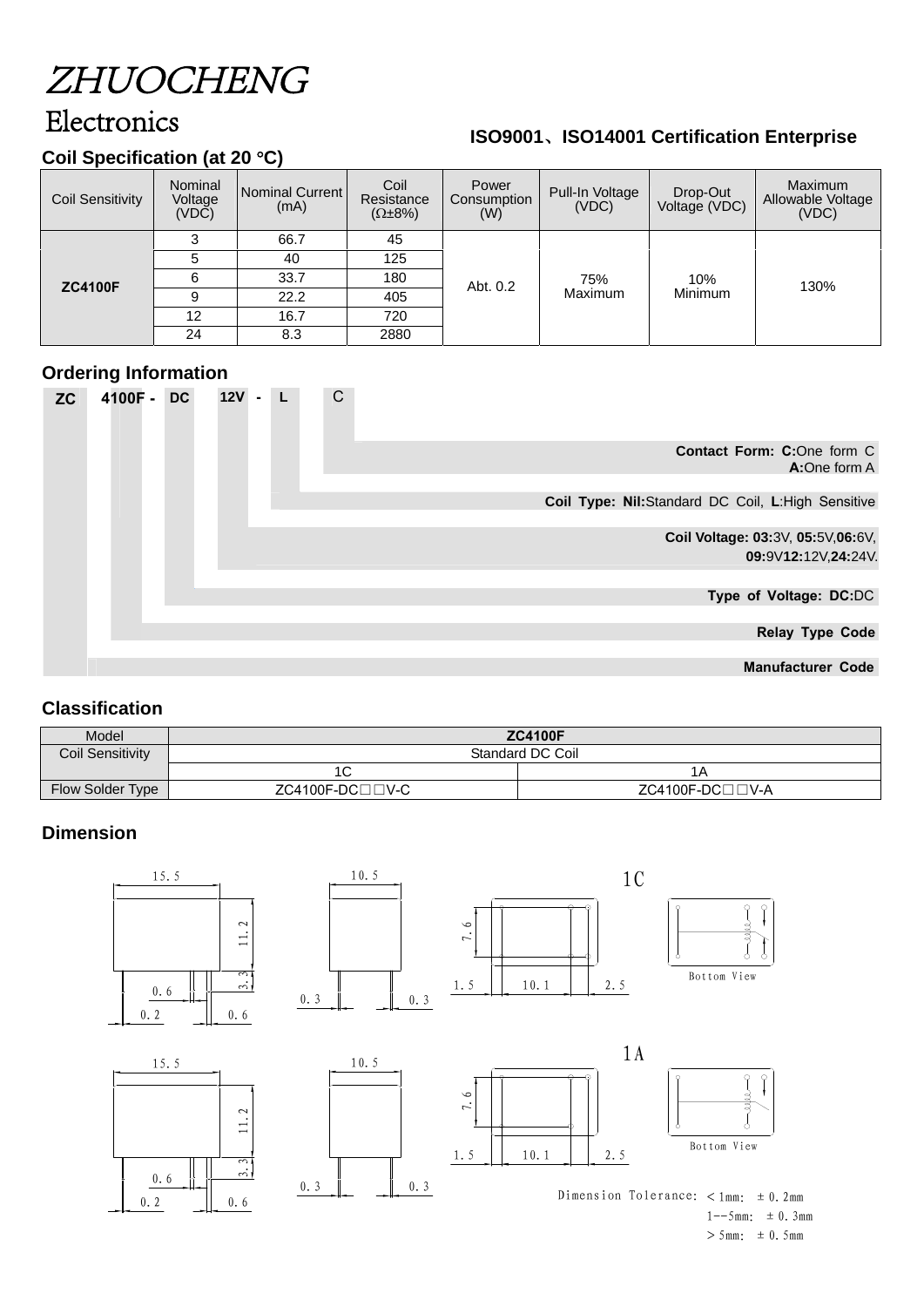# ZHUOCHENG Electronics

**ISO9001、ISO14001 Certification Enterprise**

## Coil Specification (at 20 °C)

| Coil Sensitivity | Nominal Voltage (VDC) | Nominal Current (mA) | Coil Resistance (Ω±8%) | Power Consumption (W) | Pull-In Voltage (VDC) | Drop-Out Voltage (VDC) | Maximum Allowable Voltage (VDC) |
|---|---|---|---|---|---|---|---|
| **ZC4100F** | 3 | 66.7 | 45 | Abt. 0.2 | 75% Maximum | 10% Minimum | 130% |
| | 5 | 40 | 125 | | | | |
| | 6 | 33.7 | 180 | | | | |
| | 9 | 22.2 | 405 | | | | |
| | 12 | 16.7 | 720 | | | | |
| | 24 | 8.3 | 2880 | | | | |

## Ordering Information

**ZC 4100F - DC 12V - L C**

- **Contact Form: C:**One form C **A:**One form A
- **Coil Type: Nil:**Standard DC Coil, **L**:High Sensitive
- **Coil Voltage: 03:**3V, **05:**5V,**06:**6V, **09:**9V**12:**12V,**24:**24V.
- **Type of Voltage: DC:**DC
- **Relay Type Code**
- **Manufacturer Code**

## Classification

| Model | ZC4100F | |
|---|---|---|
| Coil Sensitivity | Standard DC Coil | |
| | 1C | 1A |
| Flow Solder Type | ZC4100F-DC□□V-C | ZC4100F-DC□□V-A |

## Dimension

1C

15.5
11.2
3.3
0.6
0.2
0.6
10.5
0.3
0.3
7.6
1.5
10.1
2.5
Bottom View

1A

15.5
11.2
3.3
0.6
0.2
0.6
10.5
0.3
0.3
7.6
1.5
10.1
2.5
Bottom View

Dimension Tolerance: ＜1mm: ±0.2mm
1--5mm: ±0.3mm
＞5mm: ±0.5mm